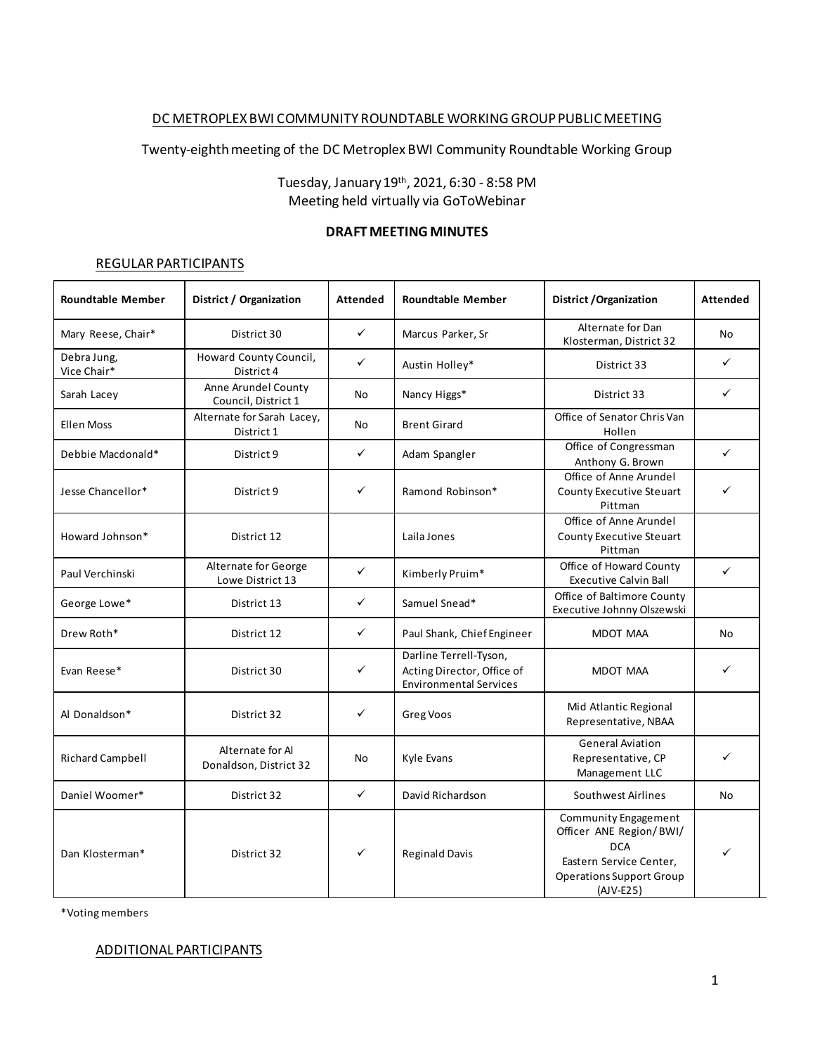DC METROPLEX BWI COMMUNITY ROUNDTABLE WORKING GROUP PUBLIC MEETING

Twenty-eighth meeting of the DC Metroplex BWI Community Roundtable Working Group

Tuesday, January 19th, 2021, 6:30 - 8:58 PM
Meeting held virtually via GoToWebinar

**DRAFT MEETING MINUTES**

## REGULAR PARTICIPANTS

| Roundtable Member | District / Organization | Attended | Roundtable Member | District /Organization | Attended |
|---|---|---|---|---|---|
| Mary Reese, Chair* | District 30 | ✓ | Marcus Parker, Sr | Alternate for Dan Klosterman, District 32 | No |
| Debra Jung, Vice Chair* | Howard County Council, District 4 | ✓ | Austin Holley* | District 33 | ✓ |
| Sarah Lacey | Anne Arundel County Council, District 1 | No | Nancy Higgs* | District 33 | ✓ |
| Ellen Moss | Alternate for Sarah Lacey, District 1 | No | Brent Girard | Office of Senator Chris Van Hollen | |
| Debbie Macdonald* | District 9 | ✓ | Adam Spangler | Office of Congressman Anthony G. Brown | ✓ |
| Jesse Chancellor* | District 9 | ✓ | Ramond Robinson* | Office of Anne Arundel County Executive Steuart Pittman | ✓ |
| Howard Johnson* | District 12 | | Laila Jones | Office of Anne Arundel County Executive Steuart Pittman | |
| Paul Verchinski | Alternate for George Lowe District 13 | ✓ | Kimberly Pruim* | Office of Howard County Executive Calvin Ball | ✓ |
| George Lowe* | District 13 | ✓ | Samuel Snead* | Office of Baltimore County Executive Johnny Olszewski | |
| Drew Roth* | District 12 | ✓ | Paul Shank, Chief Engineer | MDOT MAA | No |
| Evan Reese* | District 30 | ✓ | Darline Terrell-Tyson, Acting Director, Office of Environmental Services | MDOT MAA | ✓ |
| Al Donaldson* | District 32 | ✓ | Greg Voos | Mid Atlantic Regional Representative, NBAA | |
| Richard Campbell | Alternate for Al Donaldson, District 32 | No | Kyle Evans | General Aviation Representative, CP Management LLC | ✓ |
| Daniel Woomer* | District 32 | ✓ | David Richardson | Southwest Airlines | No |
| Dan Klosterman* | District 32 | ✓ | Reginald Davis | Community Engagement Officer ANE Region/BWI/DCA Eastern Service Center, Operations Support Group (AJV-E25) | ✓ |

*Voting members

## ADDITIONAL PARTICIPANTS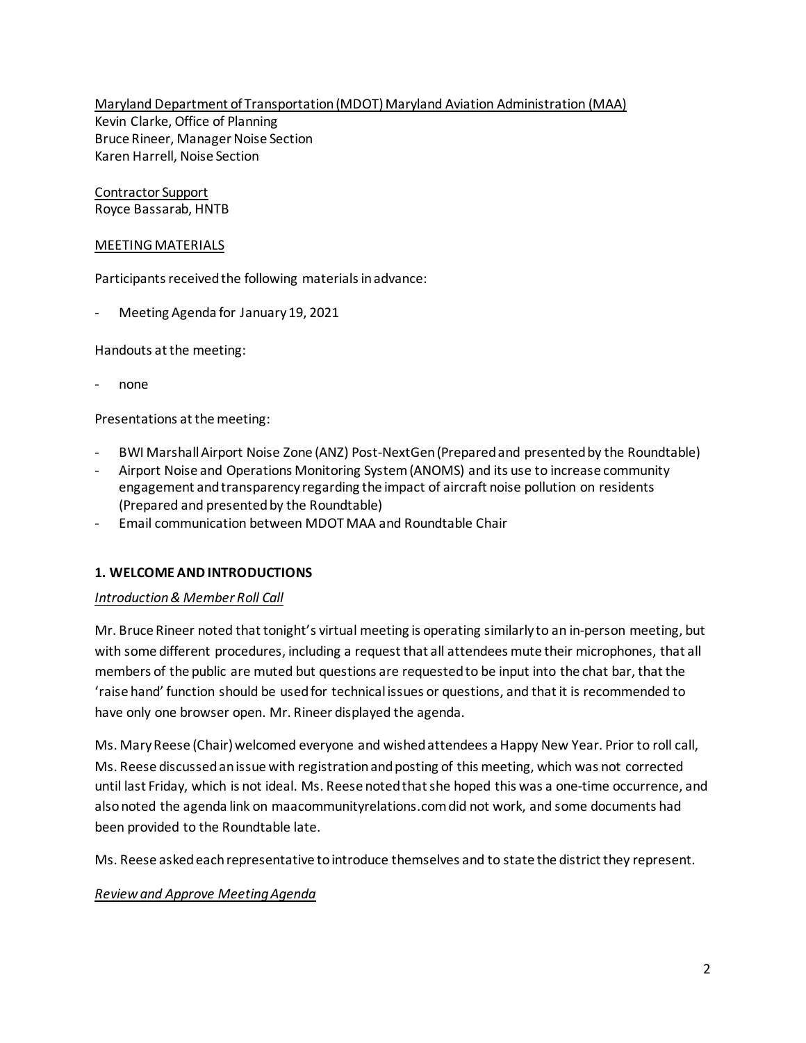Maryland Department of Transportation (MDOT) Maryland Aviation Administration (MAA)
Kevin Clarke, Office of Planning
Bruce Rineer, Manager Noise Section
Karen Harrell, Noise Section

Contractor Support
Royce Bassarab, HNTB

MEETING MATERIALS

Participants received the following materials in advance:

- Meeting Agenda for January 19, 2021

Handouts at the meeting:

- none

Presentations at the meeting:

- BWI Marshall Airport Noise Zone (ANZ) Post-NextGen (Prepared and presented by the Roundtable)
- Airport Noise and Operations Monitoring System (ANOMS) and its use to increase community engagement and transparency regarding the impact of aircraft noise pollution on residents (Prepared and presented by the Roundtable)
- Email communication between MDOT MAA and Roundtable Chair

### 1. WELCOME AND INTRODUCTIONS

*Introduction & Member Roll Call*

Mr. Bruce Rineer noted that tonight's virtual meeting is operating similarly to an in-person meeting, but with some different procedures, including a request that all attendees mute their microphones, that all members of the public are muted but questions are requested to be input into the chat bar, that the 'raise hand' function should be used for technical issues or questions, and that it is recommended to have only one browser open. Mr. Rineer displayed the agenda.

Ms. Mary Reese (Chair) welcomed everyone and wished attendees a Happy New Year. Prior to roll call, Ms. Reese discussed an issue with registration and posting of this meeting, which was not corrected until last Friday, which is not ideal. Ms. Reese noted that she hoped this was a one-time occurrence, and also noted the agenda link on maacommunityrelations.com did not work, and some documents had been provided to the Roundtable late.

Ms. Reese asked each representative to introduce themselves and to state the district they represent.

*Review and Approve Meeting Agenda*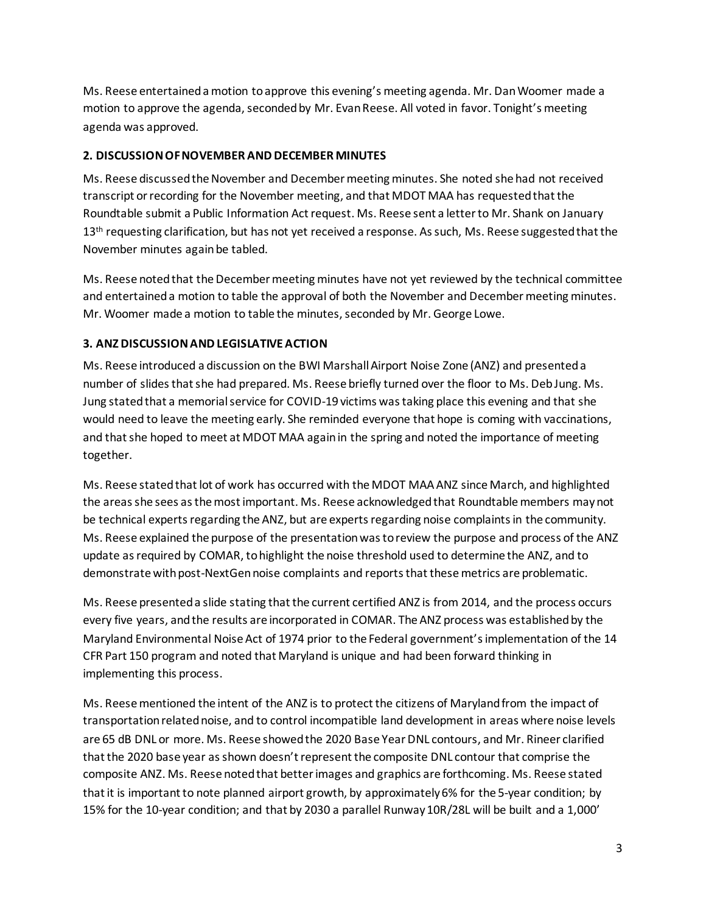Ms. Reese entertained a motion to approve this evening's meeting agenda. Mr. Dan Woomer made a motion to approve the agenda, seconded by Mr. Evan Reese. All voted in favor. Tonight's meeting agenda was approved.

**2. DISCUSSION OF NOVEMBER AND DECEMBER MINUTES**

Ms. Reese discussed the November and December meeting minutes. She noted she had not received transcript or recording for the November meeting, and that MDOT MAA has requested that the Roundtable submit a Public Information Act request. Ms. Reese sent a letter to Mr. Shank on January 13th requesting clarification, but has not yet received a response. As such, Ms. Reese suggested that the November minutes again be tabled.

Ms. Reese noted that the December meeting minutes have not yet reviewed by the technical committee and entertained a motion to table the approval of both the November and December meeting minutes. Mr. Woomer made a motion to table the minutes, seconded by Mr. George Lowe.

**3. ANZ DISCUSSION AND LEGISLATIVE ACTION**

Ms. Reese introduced a discussion on the BWI Marshall Airport Noise Zone (ANZ) and presented a number of slides that she had prepared. Ms. Reese briefly turned over the floor to Ms. Deb Jung. Ms. Jung stated that a memorial service for COVID-19 victims was taking place this evening and that she would need to leave the meeting early. She reminded everyone that hope is coming with vaccinations, and that she hoped to meet at MDOT MAA again in the spring and noted the importance of meeting together.

Ms. Reese stated that lot of work has occurred with the MDOT MAA ANZ since March, and highlighted the areas she sees as the most important. Ms. Reese acknowledged that Roundtable members may not be technical experts regarding the ANZ, but are experts regarding noise complaints in the community. Ms. Reese explained the purpose of the presentation was to review the purpose and process of the ANZ update as required by COMAR, to highlight the noise threshold used to determine the ANZ, and to demonstrate with post-NextGen noise complaints and reports that these metrics are problematic.

Ms. Reese presented a slide stating that the current certified ANZ is from 2014, and the process occurs every five years, and the results are incorporated in COMAR. The ANZ process was established by the Maryland Environmental Noise Act of 1974 prior to the Federal government's implementation of the 14 CFR Part 150 program and noted that Maryland is unique and had been forward thinking in implementing this process.

Ms. Reese mentioned the intent of the ANZ is to protect the citizens of Maryland from the impact of transportation related noise, and to control incompatible land development in areas where noise levels are 65 dB DNL or more. Ms. Reese showed the 2020 Base Year DNL contours, and Mr. Rineer clarified that the 2020 base year as shown doesn't represent the composite DNL contour that comprise the composite ANZ. Ms. Reese noted that better images and graphics are forthcoming. Ms. Reese stated that it is important to note planned airport growth, by approximately 6% for the 5-year condition; by 15% for the 10-year condition; and that by 2030 a parallel Runway 10R/28L will be built and a 1,000'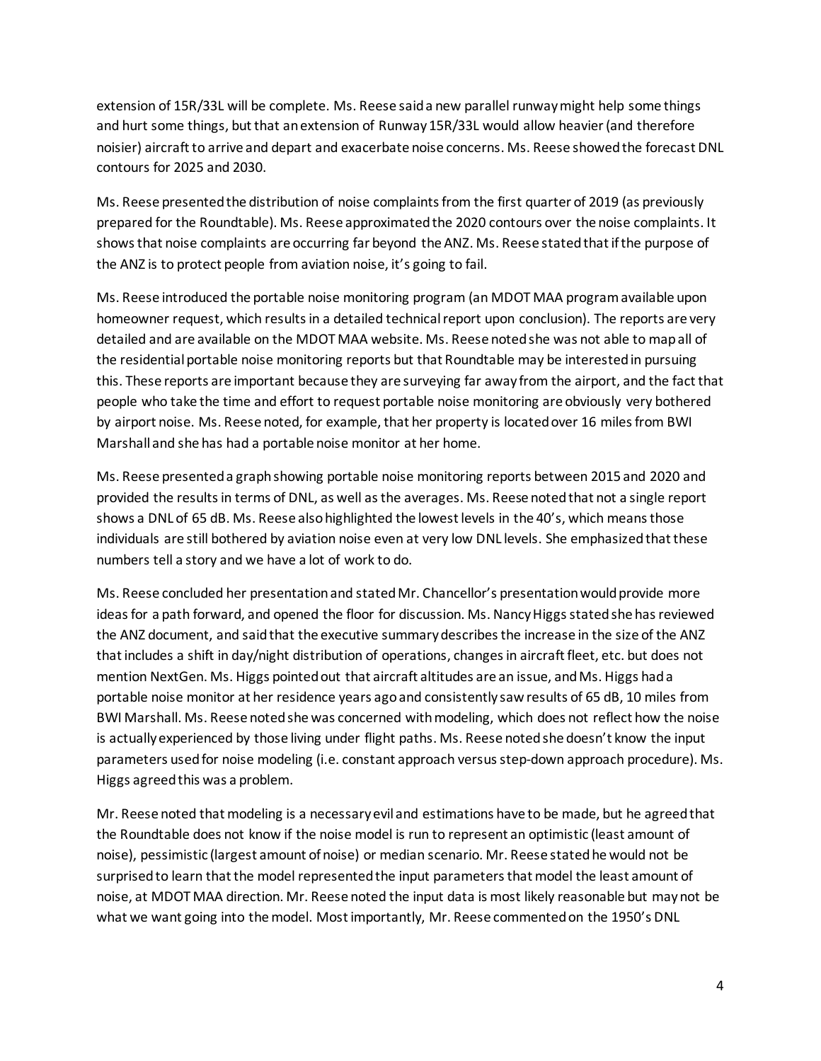extension of 15R/33L will be complete. Ms. Reese said a new parallel runway might help some things and hurt some things, but that an extension of Runway 15R/33L would allow heavier (and therefore noisier) aircraft to arrive and depart and exacerbate noise concerns. Ms. Reese showed the forecast DNL contours for 2025 and 2030.

Ms. Reese presented the distribution of noise complaints from the first quarter of 2019 (as previously prepared for the Roundtable). Ms. Reese approximated the 2020 contours over the noise complaints. It shows that noise complaints are occurring far beyond the ANZ. Ms. Reese stated that if the purpose of the ANZ is to protect people from aviation noise, it's going to fail.

Ms. Reese introduced the portable noise monitoring program (an MDOT MAA program available upon homeowner request, which results in a detailed technical report upon conclusion). The reports are very detailed and are available on the MDOT MAA website. Ms. Reese noted she was not able to map all of the residential portable noise monitoring reports but that Roundtable may be interested in pursuing this. These reports are important because they are surveying far away from the airport, and the fact that people who take the time and effort to request portable noise monitoring are obviously very bothered by airport noise. Ms. Reese noted, for example, that her property is located over 16 miles from BWI Marshall and she has had a portable noise monitor at her home.

Ms. Reese presented a graph showing portable noise monitoring reports between 2015 and 2020 and provided the results in terms of DNL, as well as the averages. Ms. Reese noted that not a single report shows a DNL of 65 dB. Ms. Reese also highlighted the lowest levels in the 40's, which means those individuals are still bothered by aviation noise even at very low DNL levels. She emphasized that these numbers tell a story and we have a lot of work to do.

Ms. Reese concluded her presentation and stated Mr. Chancellor's presentation would provide more ideas for a path forward, and opened the floor for discussion. Ms. Nancy Higgs stated she has reviewed the ANZ document, and said that the executive summary describes the increase in the size of the ANZ that includes a shift in day/night distribution of operations, changes in aircraft fleet, etc. but does not mention NextGen. Ms. Higgs pointed out that aircraft altitudes are an issue, and Ms. Higgs had a portable noise monitor at her residence years ago and consistently saw results of 65 dB, 10 miles from BWI Marshall. Ms. Reese noted she was concerned with modeling, which does not reflect how the noise is actually experienced by those living under flight paths. Ms. Reese noted she doesn't know the input parameters used for noise modeling (i.e. constant approach versus step-down approach procedure). Ms. Higgs agreed this was a problem.

Mr. Reese noted that modeling is a necessary evil and estimations have to be made, but he agreed that the Roundtable does not know if the noise model is run to represent an optimistic (least amount of noise), pessimistic (largest amount of noise) or median scenario. Mr. Reese stated he would not be surprised to learn that the model represented the input parameters that model the least amount of noise, at MDOT MAA direction. Mr. Reese noted the input data is most likely reasonable but may not be what we want going into the model. Most importantly, Mr. Reese commented on the 1950's DNL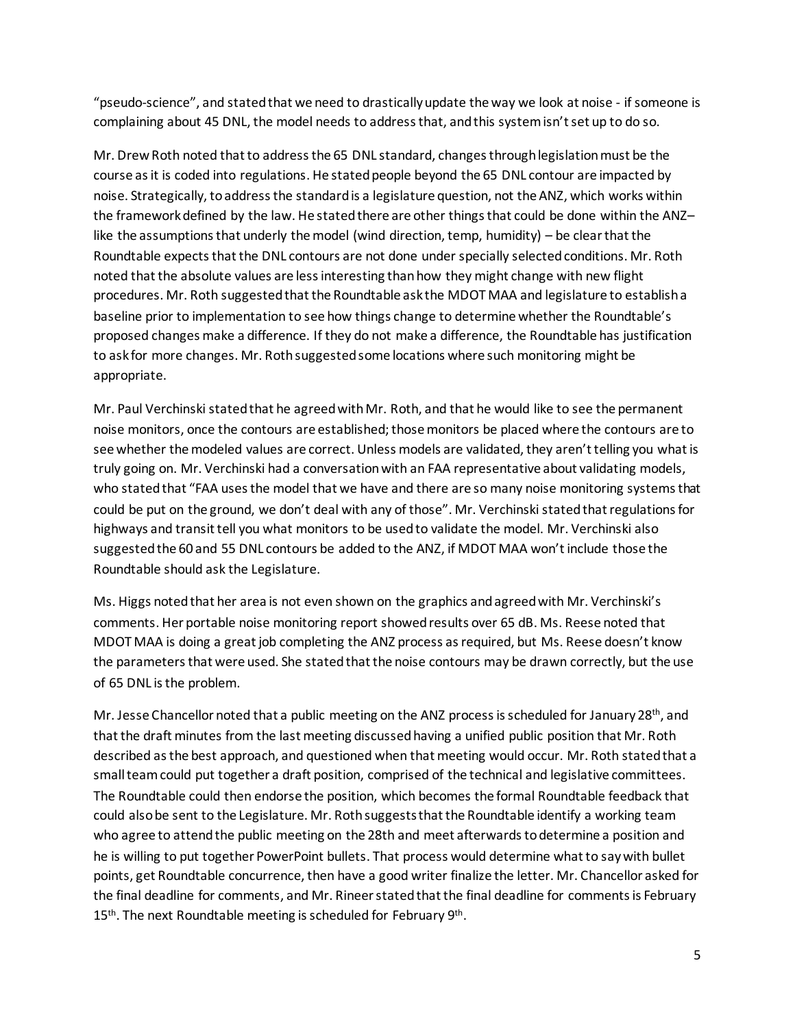"pseudo-science", and stated that we need to drastically update the way we look at noise - if someone is complaining about 45 DNL, the model needs to address that, and this system isn't set up to do so.

Mr. Drew Roth noted that to address the 65 DNL standard, changes through legislation must be the course as it is coded into regulations. He stated people beyond the 65 DNL contour are impacted by noise. Strategically, to address the standard is a legislature question, not the ANZ, which works within the framework defined by the law. He stated there are other things that could be done within the ANZ– like the assumptions that underly the model (wind direction, temp, humidity) – be clear that the Roundtable expects that the DNL contours are not done under specially selected conditions. Mr. Roth noted that the absolute values are less interesting than how they might change with new flight procedures. Mr. Roth suggested that the Roundtable ask the MDOT MAA and legislature to establish a baseline prior to implementation to see how things change to determine whether the Roundtable's proposed changes make a difference. If they do not make a difference, the Roundtable has justification to ask for more changes. Mr. Roth suggested some locations where such monitoring might be appropriate.

Mr. Paul Verchinski stated that he agreed with Mr. Roth, and that he would like to see the permanent noise monitors, once the contours are established; those monitors be placed where the contours are to see whether the modeled values are correct. Unless models are validated, they aren't telling you what is truly going on. Mr. Verchinski had a conversation with an FAA representative about validating models, who stated that "FAA uses the model that we have and there are so many noise monitoring systems that could be put on the ground, we don't deal with any of those". Mr. Verchinski stated that regulations for highways and transit tell you what monitors to be used to validate the model. Mr. Verchinski also suggested the 60 and 55 DNL contours be added to the ANZ, if MDOT MAA won't include those the Roundtable should ask the Legislature.

Ms. Higgs noted that her area is not even shown on the graphics and agreed with Mr. Verchinski's comments. Her portable noise monitoring report showed results over 65 dB. Ms. Reese noted that MDOT MAA is doing a great job completing the ANZ process as required, but Ms. Reese doesn't know the parameters that were used. She stated that the noise contours may be drawn correctly, but the use of 65 DNL is the problem.

Mr. Jesse Chancellor noted that a public meeting on the ANZ process is scheduled for January 28th, and that the draft minutes from the last meeting discussed having a unified public position that Mr. Roth described as the best approach, and questioned when that meeting would occur. Mr. Roth stated that a small team could put together a draft position, comprised of the technical and legislative committees. The Roundtable could then endorse the position, which becomes the formal Roundtable feedback that could also be sent to the Legislature. Mr. Roth suggests that the Roundtable identify a working team who agree to attend the public meeting on the 28th and meet afterwards to determine a position and he is willing to put together PowerPoint bullets. That process would determine what to say with bullet points, get Roundtable concurrence, then have a good writer finalize the letter. Mr. Chancellor asked for the final deadline for comments, and Mr. Rineer stated that the final deadline for comments is February 15th. The next Roundtable meeting is scheduled for February 9th.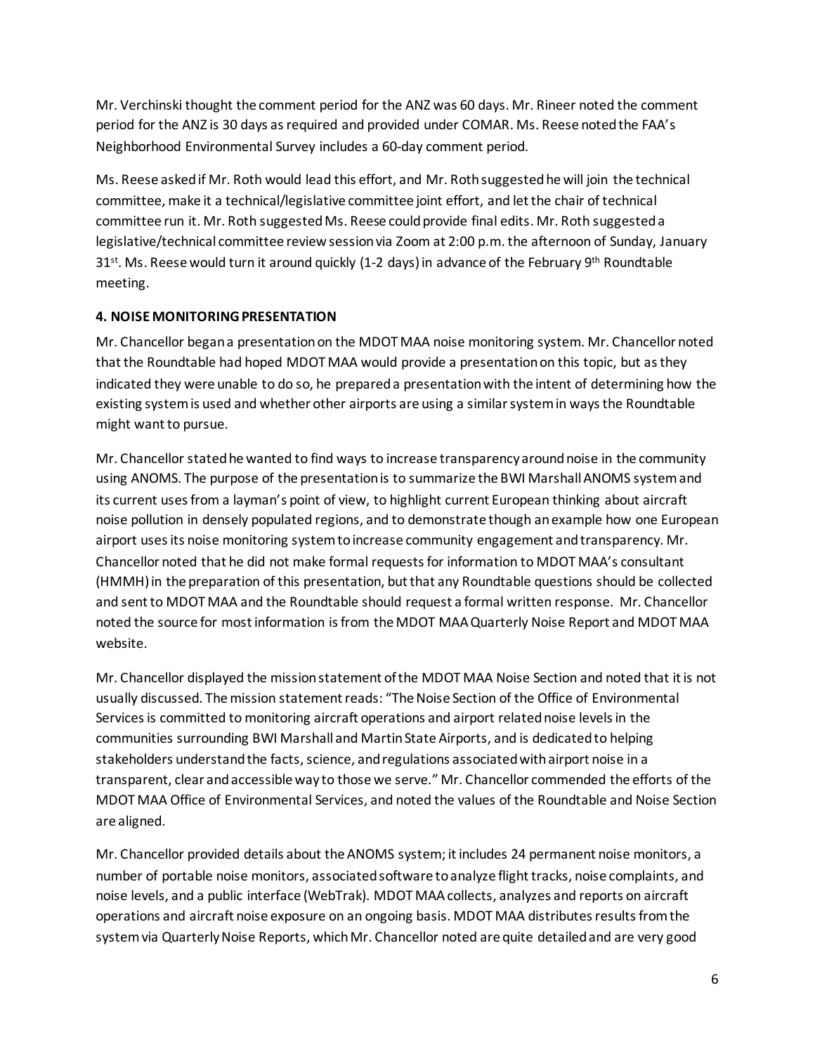Mr. Verchinski thought the comment period for the ANZ was 60 days. Mr. Rineer noted the comment period for the ANZ is 30 days as required and provided under COMAR. Ms. Reese noted the FAA's Neighborhood Environmental Survey includes a 60-day comment period.

Ms. Reese asked if Mr. Roth would lead this effort, and Mr. Roth suggested he will join the technical committee, make it a technical/legislative committee joint effort, and let the chair of technical committee run it. Mr. Roth suggested Ms. Reese could provide final edits. Mr. Roth suggested a legislative/technical committee review session via Zoom at 2:00 p.m. the afternoon of Sunday, January 31st. Ms. Reese would turn it around quickly (1-2 days) in advance of the February 9th Roundtable meeting.

**4. NOISE MONITORING PRESENTATION**

Mr. Chancellor began a presentation on the MDOT MAA noise monitoring system. Mr. Chancellor noted that the Roundtable had hoped MDOT MAA would provide a presentation on this topic, but as they indicated they were unable to do so, he prepared a presentation with the intent of determining how the existing system is used and whether other airports are using a similar system in ways the Roundtable might want to pursue.

Mr. Chancellor stated he wanted to find ways to increase transparency around noise in the community using ANOMS. The purpose of the presentation is to summarize the BWI Marshall ANOMS system and its current uses from a layman's point of view, to highlight current European thinking about aircraft noise pollution in densely populated regions, and to demonstrate though an example how one European airport uses its noise monitoring system to increase community engagement and transparency. Mr. Chancellor noted that he did not make formal requests for information to MDOT MAA's consultant (HMMH) in the preparation of this presentation, but that any Roundtable questions should be collected and sent to MDOT MAA and the Roundtable should request a formal written response. Mr. Chancellor noted the source for most information is from the MDOT MAA Quarterly Noise Report and MDOT MAA website.

Mr. Chancellor displayed the mission statement of the MDOT MAA Noise Section and noted that it is not usually discussed. The mission statement reads: "The Noise Section of the Office of Environmental Services is committed to monitoring aircraft operations and airport related noise levels in the communities surrounding BWI Marshall and Martin State Airports, and is dedicated to helping stakeholders understand the facts, science, and regulations associated with airport noise in a transparent, clear and accessible way to those we serve." Mr. Chancellor commended the efforts of the MDOT MAA Office of Environmental Services, and noted the values of the Roundtable and Noise Section are aligned.

Mr. Chancellor provided details about the ANOMS system; it includes 24 permanent noise monitors, a number of portable noise monitors, associated software to analyze flight tracks, noise complaints, and noise levels, and a public interface (WebTrak). MDOT MAA collects, analyzes and reports on aircraft operations and aircraft noise exposure on an ongoing basis. MDOT MAA distributes results from the system via Quarterly Noise Reports, which Mr. Chancellor noted are quite detailed and are very good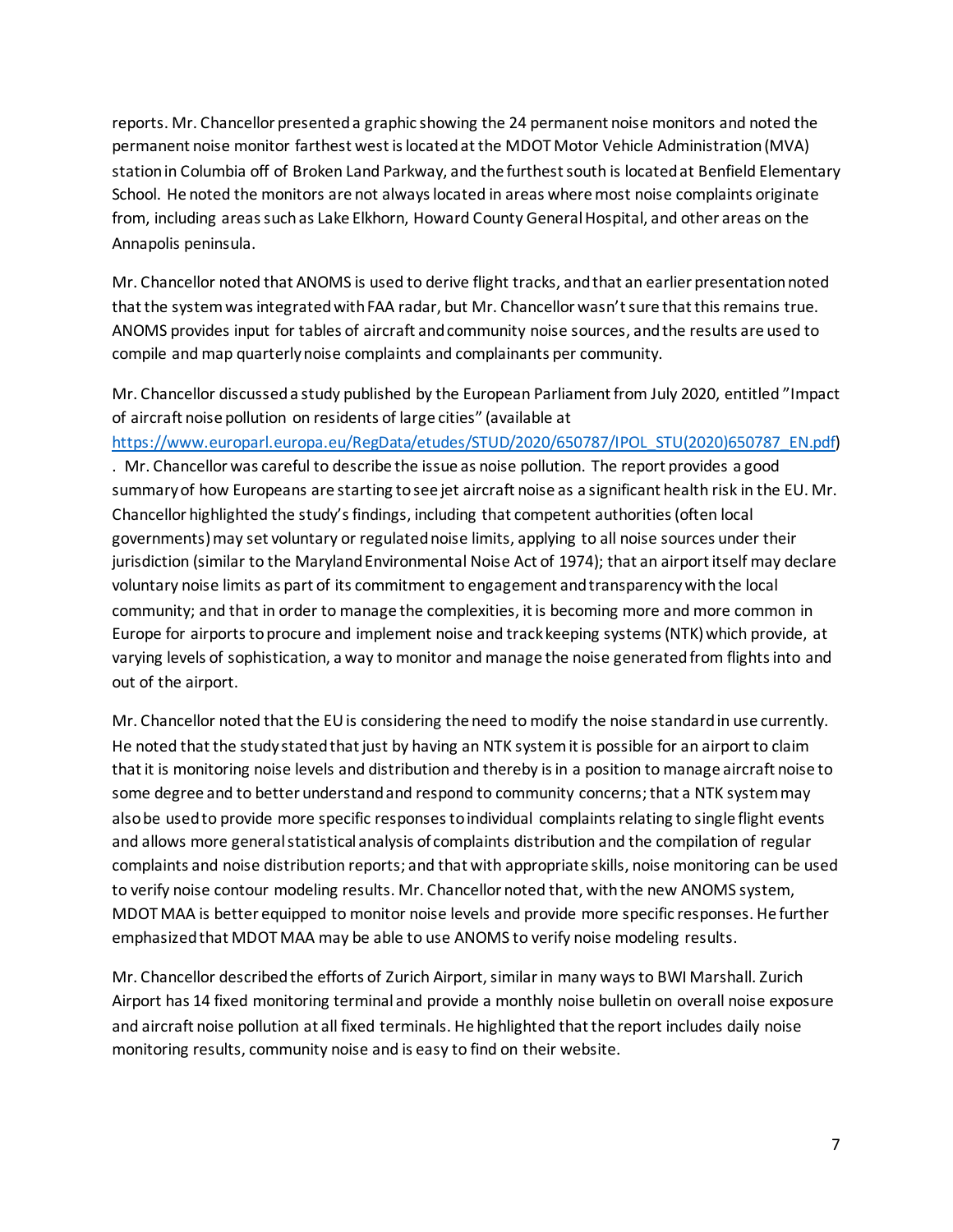reports. Mr. Chancellor presented a graphic showing the 24 permanent noise monitors and noted the permanent noise monitor farthest west is located at the MDOT Motor Vehicle Administration (MVA) station in Columbia off of Broken Land Parkway, and the furthest south is located at Benfield Elementary School. He noted the monitors are not always located in areas where most noise complaints originate from, including areas such as Lake Elkhorn, Howard County General Hospital, and other areas on the Annapolis peninsula.

Mr. Chancellor noted that ANOMS is used to derive flight tracks, and that an earlier presentation noted that the system was integrated with FAA radar, but Mr. Chancellor wasn't sure that this remains true. ANOMS provides input for tables of aircraft and community noise sources, and the results are used to compile and map quarterly noise complaints and complainants per community.

Mr. Chancellor discussed a study published by the European Parliament from July 2020, entitled "Impact of aircraft noise pollution on residents of large cities" (available at https://www.europarl.europa.eu/RegData/etudes/STUD/2020/650787/IPOL_STU(2020)650787_EN.pdf). Mr. Chancellor was careful to describe the issue as noise pollution. The report provides a good summary of how Europeans are starting to see jet aircraft noise as a significant health risk in the EU. Mr. Chancellor highlighted the study's findings, including that competent authorities (often local governments) may set voluntary or regulated noise limits, applying to all noise sources under their jurisdiction (similar to the Maryland Environmental Noise Act of 1974); that an airport itself may declare voluntary noise limits as part of its commitment to engagement and transparency with the local community; and that in order to manage the complexities, it is becoming more and more common in Europe for airports to procure and implement noise and track keeping systems (NTK) which provide, at varying levels of sophistication, a way to monitor and manage the noise generated from flights into and out of the airport.

Mr. Chancellor noted that the EU is considering the need to modify the noise standard in use currently. He noted that the study stated that just by having an NTK system it is possible for an airport to claim that it is monitoring noise levels and distribution and thereby is in a position to manage aircraft noise to some degree and to better understand and respond to community concerns; that a NTK system may also be used to provide more specific responses to individual complaints relating to single flight events and allows more general statistical analysis of complaints distribution and the compilation of regular complaints and noise distribution reports; and that with appropriate skills, noise monitoring can be used to verify noise contour modeling results. Mr. Chancellor noted that, with the new ANOMS system, MDOT MAA is better equipped to monitor noise levels and provide more specific responses. He further emphasized that MDOT MAA may be able to use ANOMS to verify noise modeling results.

Mr. Chancellor described the efforts of Zurich Airport, similar in many ways to BWI Marshall. Zurich Airport has 14 fixed monitoring terminal and provide a monthly noise bulletin on overall noise exposure and aircraft noise pollution at all fixed terminals. He highlighted that the report includes daily noise monitoring results, community noise and is easy to find on their website.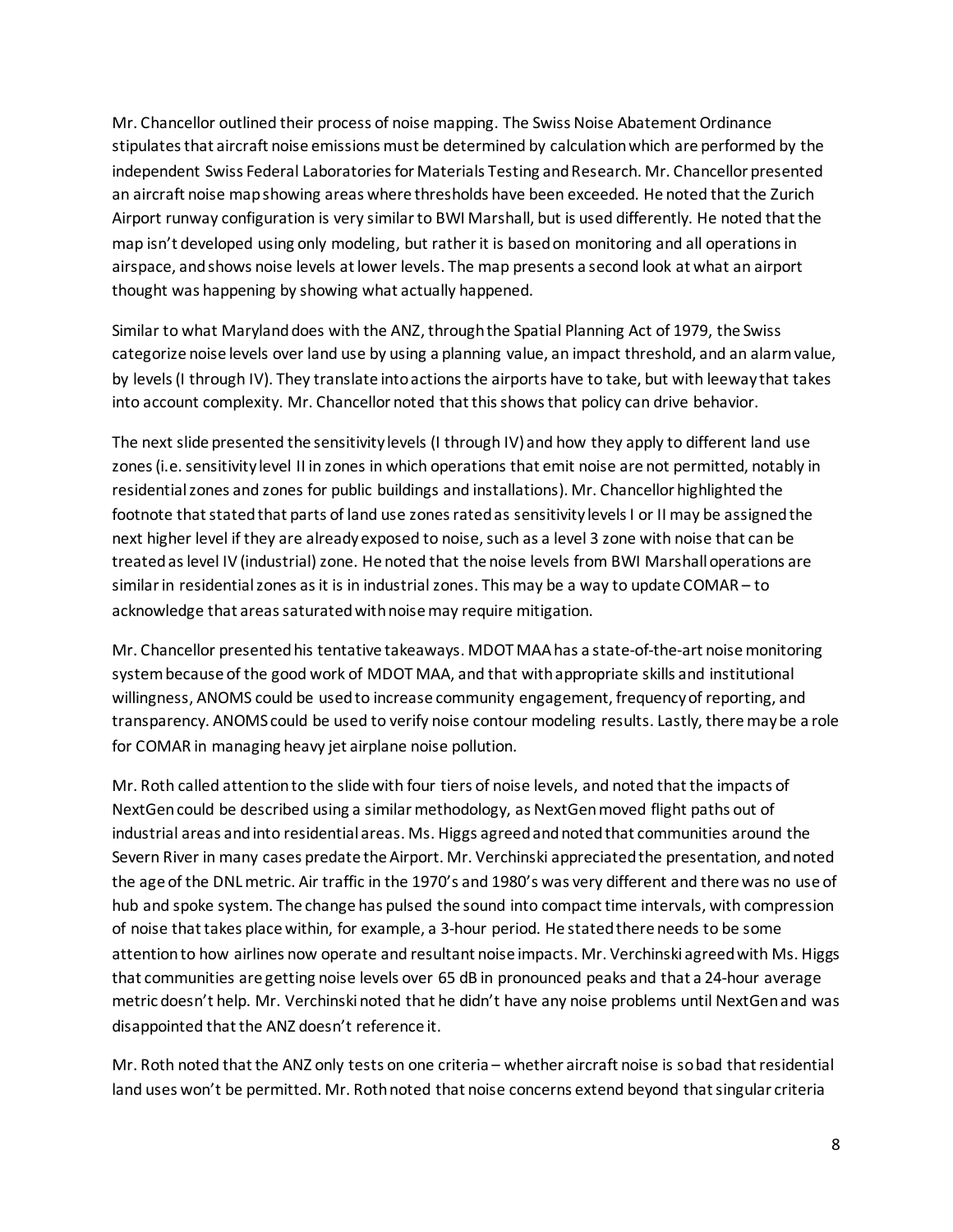Mr. Chancellor outlined their process of noise mapping. The Swiss Noise Abatement Ordinance stipulates that aircraft noise emissions must be determined by calculation which are performed by the independent Swiss Federal Laboratories for Materials Testing and Research. Mr. Chancellor presented an aircraft noise map showing areas where thresholds have been exceeded. He noted that the Zurich Airport runway configuration is very similar to BWI Marshall, but is used differently. He noted that the map isn't developed using only modeling, but rather it is based on monitoring and all operations in airspace, and shows noise levels at lower levels. The map presents a second look at what an airport thought was happening by showing what actually happened.

Similar to what Maryland does with the ANZ, through the Spatial Planning Act of 1979, the Swiss categorize noise levels over land use by using a planning value, an impact threshold, and an alarm value, by levels (I through IV). They translate into actions the airports have to take, but with leeway that takes into account complexity. Mr. Chancellor noted that this shows that policy can drive behavior.

The next slide presented the sensitivity levels (I through IV) and how they apply to different land use zones (i.e. sensitivity level II in zones in which operations that emit noise are not permitted, notably in residential zones and zones for public buildings and installations). Mr. Chancellor highlighted the footnote that stated that parts of land use zones rated as sensitivity levels I or II may be assigned the next higher level if they are already exposed to noise, such as a level 3 zone with noise that can be treated as level IV (industrial) zone. He noted that the noise levels from BWI Marshall operations are similar in residential zones as it is in industrial zones. This may be a way to update COMAR – to acknowledge that areas saturated with noise may require mitigation.

Mr. Chancellor presented his tentative takeaways. MDOT MAA has a state-of-the-art noise monitoring system because of the good work of MDOT MAA, and that with appropriate skills and institutional willingness, ANOMS could be used to increase community engagement, frequency of reporting, and transparency. ANOMS could be used to verify noise contour modeling results. Lastly, there may be a role for COMAR in managing heavy jet airplane noise pollution.

Mr. Roth called attention to the slide with four tiers of noise levels, and noted that the impacts of NextGen could be described using a similar methodology, as NextGen moved flight paths out of industrial areas and into residential areas. Ms. Higgs agreed and noted that communities around the Severn River in many cases predate the Airport. Mr. Verchinski appreciated the presentation, and noted the age of the DNL metric. Air traffic in the 1970's and 1980's was very different and there was no use of hub and spoke system. The change has pulsed the sound into compact time intervals, with compression of noise that takes place within, for example, a 3-hour period. He stated there needs to be some attention to how airlines now operate and resultant noise impacts. Mr. Verchinski agreed with Ms. Higgs that communities are getting noise levels over 65 dB in pronounced peaks and that a 24-hour average metric doesn't help. Mr. Verchinski noted that he didn't have any noise problems until NextGen and was disappointed that the ANZ doesn't reference it.

Mr. Roth noted that the ANZ only tests on one criteria – whether aircraft noise is so bad that residential land uses won't be permitted. Mr. Roth noted that noise concerns extend beyond that singular criteria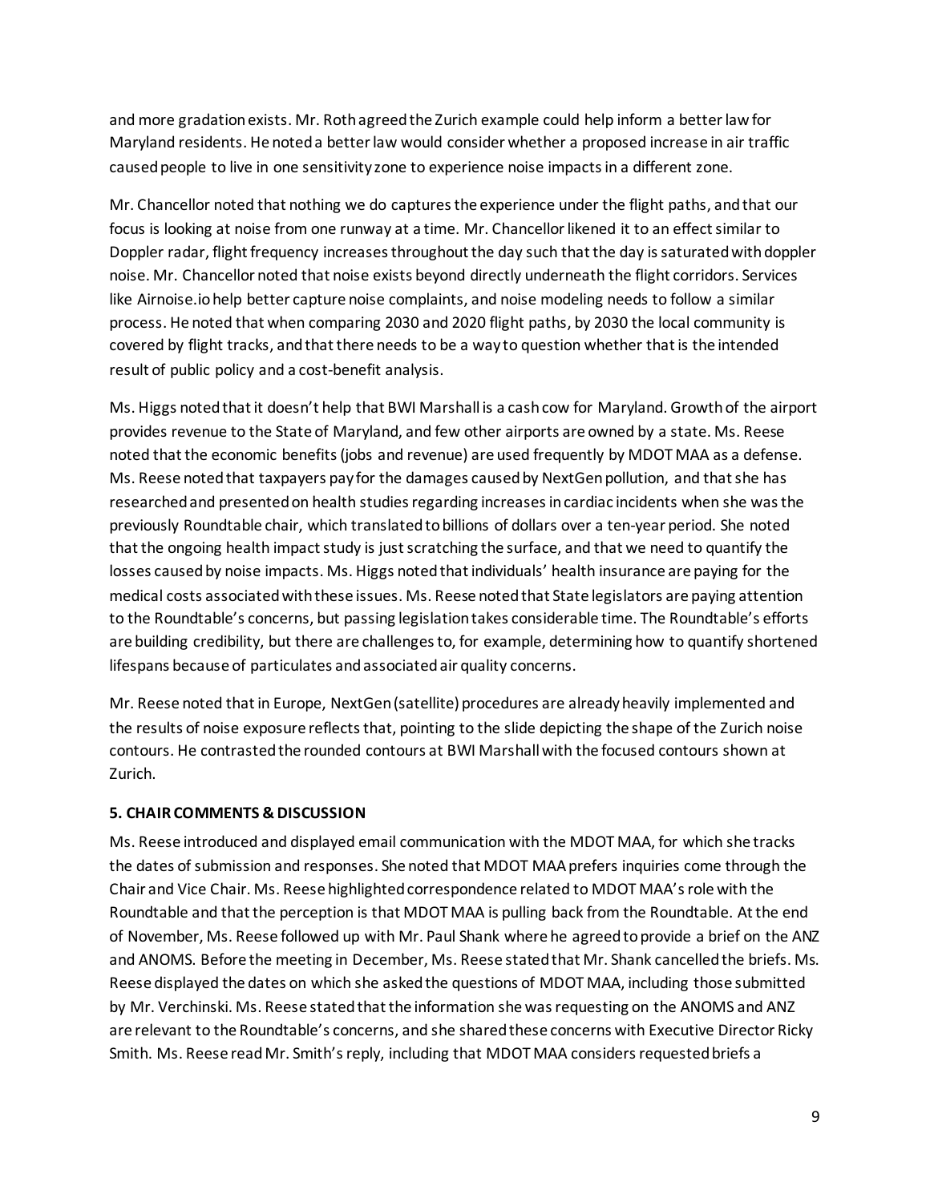and more gradation exists. Mr. Roth agreed the Zurich example could help inform a better law for Maryland residents. He noted a better law would consider whether a proposed increase in air traffic caused people to live in one sensitivity zone to experience noise impacts in a different zone.

Mr. Chancellor noted that nothing we do captures the experience under the flight paths, and that our focus is looking at noise from one runway at a time. Mr. Chancellor likened it to an effect similar to Doppler radar, flight frequency increases throughout the day such that the day is saturated with doppler noise. Mr. Chancellor noted that noise exists beyond directly underneath the flight corridors. Services like Airnoise.io help better capture noise complaints, and noise modeling needs to follow a similar process. He noted that when comparing 2030 and 2020 flight paths, by 2030 the local community is covered by flight tracks, and that there needs to be a way to question whether that is the intended result of public policy and a cost-benefit analysis.

Ms. Higgs noted that it doesn't help that BWI Marshall is a cash cow for Maryland. Growth of the airport provides revenue to the State of Maryland, and few other airports are owned by a state. Ms. Reese noted that the economic benefits (jobs and revenue) are used frequently by MDOT MAA as a defense. Ms. Reese noted that taxpayers pay for the damages caused by NextGen pollution, and that she has researched and presented on health studies regarding increases in cardiac incidents when she was the previously Roundtable chair, which translated to billions of dollars over a ten-year period. She noted that the ongoing health impact study is just scratching the surface, and that we need to quantify the losses caused by noise impacts. Ms. Higgs noted that individuals' health insurance are paying for the medical costs associated with these issues. Ms. Reese noted that State legislators are paying attention to the Roundtable's concerns, but passing legislation takes considerable time. The Roundtable's efforts are building credibility, but there are challenges to, for example, determining how to quantify shortened lifespans because of particulates and associated air quality concerns.

Mr. Reese noted that in Europe, NextGen (satellite) procedures are already heavily implemented and the results of noise exposure reflects that, pointing to the slide depicting the shape of the Zurich noise contours. He contrasted the rounded contours at BWI Marshall with the focused contours shown at Zurich.

**5. CHAIR COMMENTS & DISCUSSION**

Ms. Reese introduced and displayed email communication with the MDOT MAA, for which she tracks the dates of submission and responses. She noted that MDOT MAA prefers inquiries come through the Chair and Vice Chair. Ms. Reese highlighted correspondence related to MDOT MAA's role with the Roundtable and that the perception is that MDOT MAA is pulling back from the Roundtable. At the end of November, Ms. Reese followed up with Mr. Paul Shank where he agreed to provide a brief on the ANZ and ANOMS. Before the meeting in December, Ms. Reese stated that Mr. Shank cancelled the briefs. Ms. Reese displayed the dates on which she asked the questions of MDOT MAA, including those submitted by Mr. Verchinski. Ms. Reese stated that the information she was requesting on the ANOMS and ANZ are relevant to the Roundtable's concerns, and she shared these concerns with Executive Director Ricky Smith. Ms. Reese read Mr. Smith's reply, including that MDOT MAA considers requested briefs a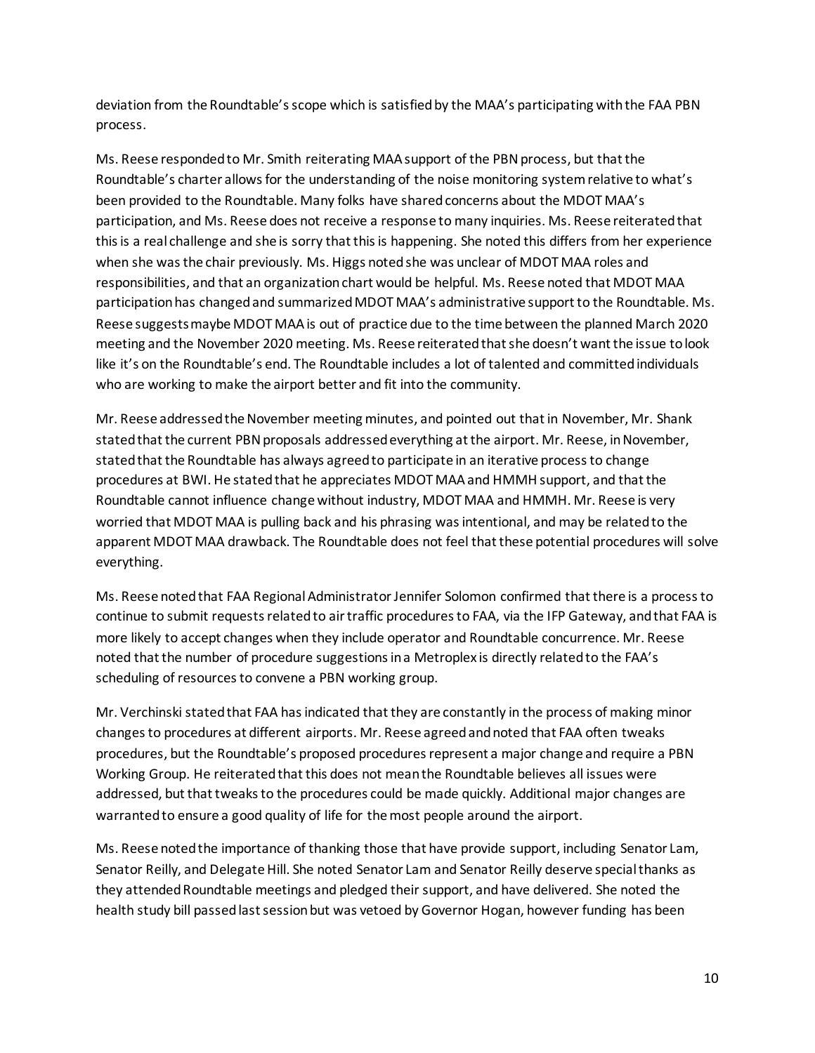deviation from the Roundtable's scope which is satisfied by the MAA's participating with the FAA PBN process.

Ms. Reese responded to Mr. Smith reiterating MAA support of the PBN process, but that the Roundtable's charter allows for the understanding of the noise monitoring system relative to what's been provided to the Roundtable. Many folks have shared concerns about the MDOT MAA's participation, and Ms. Reese does not receive a response to many inquiries. Ms. Reese reiterated that this is a real challenge and she is sorry that this is happening. She noted this differs from her experience when she was the chair previously. Ms. Higgs noted she was unclear of MDOT MAA roles and responsibilities, and that an organization chart would be helpful. Ms. Reese noted that MDOT MAA participation has changed and summarized MDOT MAA's administrative support to the Roundtable. Ms. Reese suggests maybe MDOT MAA is out of practice due to the time between the planned March 2020 meeting and the November 2020 meeting. Ms. Reese reiterated that she doesn't want the issue to look like it's on the Roundtable's end. The Roundtable includes a lot of talented and committed individuals who are working to make the airport better and fit into the community.

Mr. Reese addressed the November meeting minutes, and pointed out that in November, Mr. Shank stated that the current PBN proposals addressed everything at the airport. Mr. Reese, in November, stated that the Roundtable has always agreed to participate in an iterative process to change procedures at BWI. He stated that he appreciates MDOT MAA and HMMH support, and that the Roundtable cannot influence change without industry, MDOT MAA and HMMH. Mr. Reese is very worried that MDOT MAA is pulling back and his phrasing was intentional, and may be related to the apparent MDOT MAA drawback. The Roundtable does not feel that these potential procedures will solve everything.

Ms. Reese noted that FAA Regional Administrator Jennifer Solomon confirmed that there is a process to continue to submit requests related to air traffic procedures to FAA, via the IFP Gateway, and that FAA is more likely to accept changes when they include operator and Roundtable concurrence. Mr. Reese noted that the number of procedure suggestions in a Metroplex is directly related to the FAA's scheduling of resources to convene a PBN working group.

Mr. Verchinski stated that FAA has indicated that they are constantly in the process of making minor changes to procedures at different airports. Mr. Reese agreed and noted that FAA often tweaks procedures, but the Roundtable's proposed procedures represent a major change and require a PBN Working Group. He reiterated that this does not mean the Roundtable believes all issues were addressed, but that tweaks to the procedures could be made quickly. Additional major changes are warranted to ensure a good quality of life for the most people around the airport.

Ms. Reese noted the importance of thanking those that have provide support, including Senator Lam, Senator Reilly, and Delegate Hill. She noted Senator Lam and Senator Reilly deserve special thanks as they attended Roundtable meetings and pledged their support, and have delivered. She noted the health study bill passed last session but was vetoed by Governor Hogan, however funding has been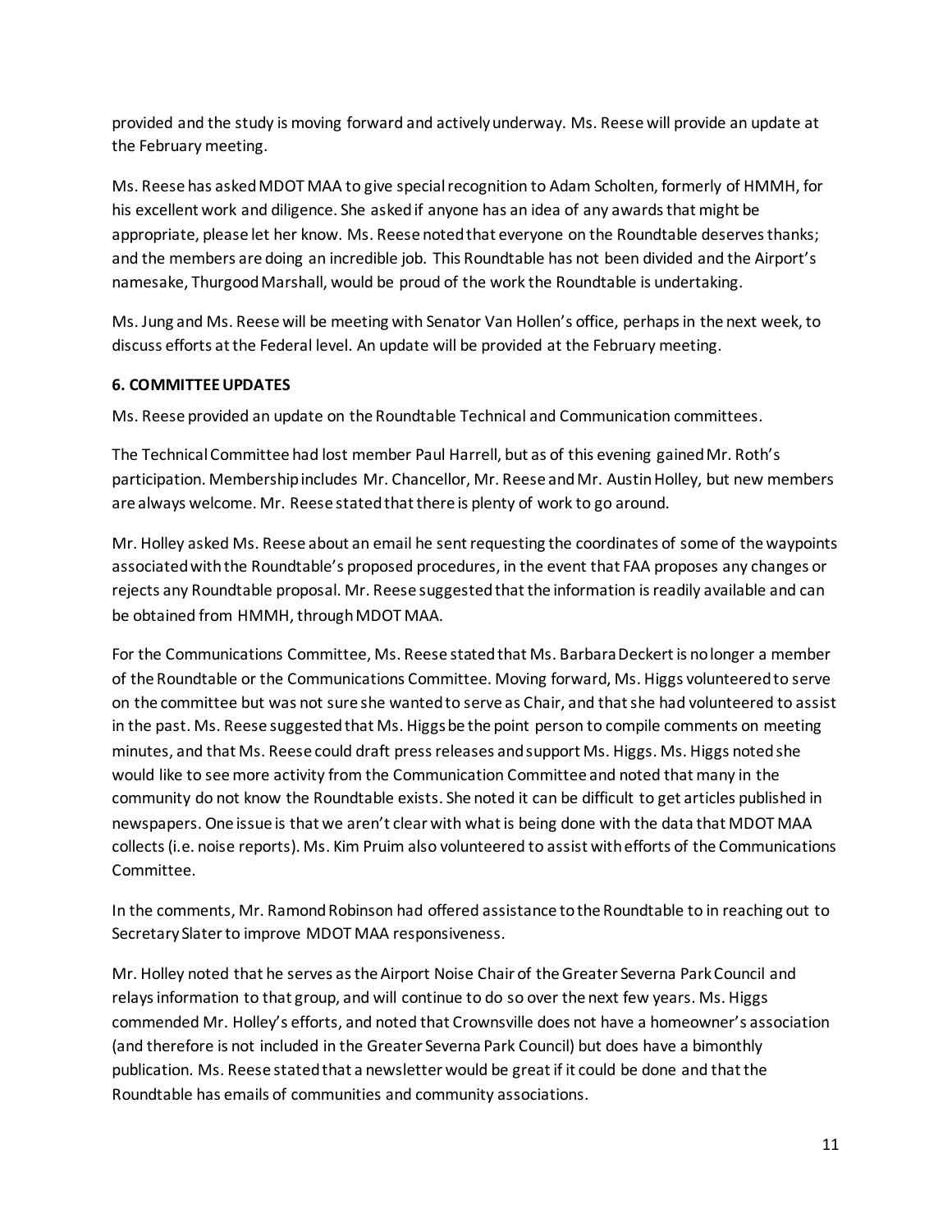provided and the study is moving forward and actively underway. Ms. Reese will provide an update at the February meeting.

Ms. Reese has asked MDOT MAA to give special recognition to Adam Scholten, formerly of HMMH, for his excellent work and diligence. She asked if anyone has an idea of any awards that might be appropriate, please let her know. Ms. Reese noted that everyone on the Roundtable deserves thanks; and the members are doing an incredible job. This Roundtable has not been divided and the Airport's namesake, Thurgood Marshall, would be proud of the work the Roundtable is undertaking.

Ms. Jung and Ms. Reese will be meeting with Senator Van Hollen's office, perhaps in the next week, to discuss efforts at the Federal level. An update will be provided at the February meeting.

**6. COMMITTEE UPDATES**

Ms. Reese provided an update on the Roundtable Technical and Communication committees.

The Technical Committee had lost member Paul Harrell, but as of this evening gained Mr. Roth's participation. Membership includes Mr. Chancellor, Mr. Reese and Mr. Austin Holley, but new members are always welcome. Mr. Reese stated that there is plenty of work to go around.

Mr. Holley asked Ms. Reese about an email he sent requesting the coordinates of some of the waypoints associated with the Roundtable's proposed procedures, in the event that FAA proposes any changes or rejects any Roundtable proposal. Mr. Reese suggested that the information is readily available and can be obtained from HMMH, through MDOT MAA.

For the Communications Committee, Ms. Reese stated that Ms. Barbara Deckert is no longer a member of the Roundtable or the Communications Committee. Moving forward, Ms. Higgs volunteered to serve on the committee but was not sure she wanted to serve as Chair, and that she had volunteered to assist in the past. Ms. Reese suggested that Ms. Higgs be the point person to compile comments on meeting minutes, and that Ms. Reese could draft press releases and support Ms. Higgs. Ms. Higgs noted she would like to see more activity from the Communication Committee and noted that many in the community do not know the Roundtable exists. She noted it can be difficult to get articles published in newspapers. One issue is that we aren't clear with what is being done with the data that MDOT MAA collects (i.e. noise reports). Ms. Kim Pruim also volunteered to assist with efforts of the Communications Committee.

In the comments, Mr. Ramond Robinson had offered assistance to the Roundtable to in reaching out to Secretary Slater to improve MDOT MAA responsiveness.

Mr. Holley noted that he serves as the Airport Noise Chair of the Greater Severna Park Council and relays information to that group, and will continue to do so over the next few years. Ms. Higgs commended Mr. Holley's efforts, and noted that Crownsville does not have a homeowner's association (and therefore is not included in the Greater Severna Park Council) but does have a bimonthly publication. Ms. Reese stated that a newsletter would be great if it could be done and that the Roundtable has emails of communities and community associations.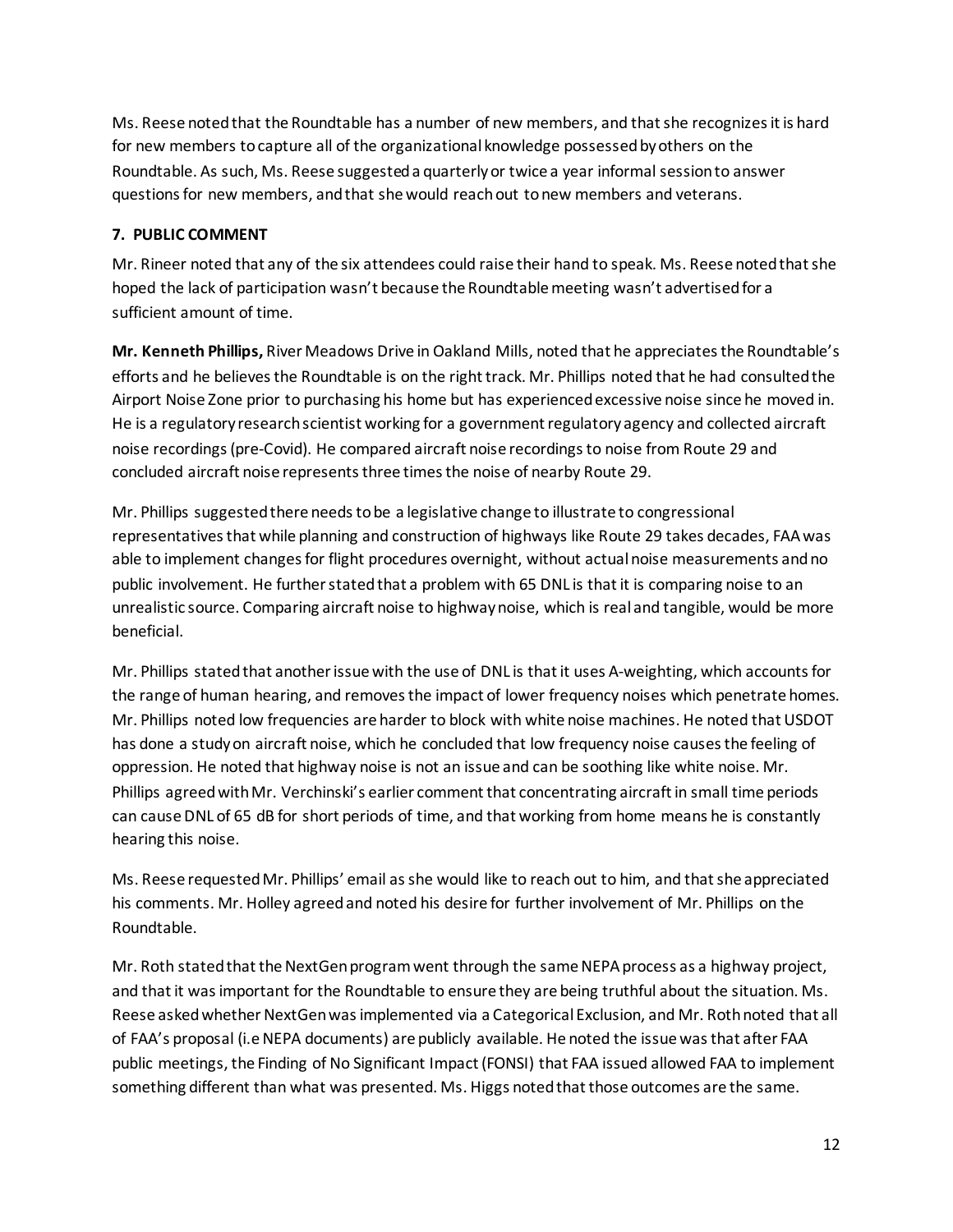Ms. Reese noted that the Roundtable has a number of new members, and that she recognizes it is hard for new members to capture all of the organizational knowledge possessed by others on the Roundtable. As such, Ms. Reese suggested a quarterly or twice a year informal session to answer questions for new members, and that she would reach out to new members and veterans.

### 7. PUBLIC COMMENT

Mr. Rineer noted that any of the six attendees could raise their hand to speak. Ms. Reese noted that she hoped the lack of participation wasn't because the Roundtable meeting wasn't advertised for a sufficient amount of time.

**Mr. Kenneth Phillips,** River Meadows Drive in Oakland Mills, noted that he appreciates the Roundtable's efforts and he believes the Roundtable is on the right track. Mr. Phillips noted that he had consulted the Airport Noise Zone prior to purchasing his home but has experienced excessive noise since he moved in. He is a regulatory research scientist working for a government regulatory agency and collected aircraft noise recordings (pre-Covid). He compared aircraft noise recordings to noise from Route 29 and concluded aircraft noise represents three times the noise of nearby Route 29.

Mr. Phillips suggested there needs to be a legislative change to illustrate to congressional representatives that while planning and construction of highways like Route 29 takes decades, FAA was able to implement changes for flight procedures overnight, without actual noise measurements and no public involvement. He further stated that a problem with 65 DNL is that it is comparing noise to an unrealistic source. Comparing aircraft noise to highway noise, which is real and tangible, would be more beneficial.

Mr. Phillips stated that another issue with the use of DNL is that it uses A-weighting, which accounts for the range of human hearing, and removes the impact of lower frequency noises which penetrate homes. Mr. Phillips noted low frequencies are harder to block with white noise machines. He noted that USDOT has done a study on aircraft noise, which he concluded that low frequency noise causes the feeling of oppression. He noted that highway noise is not an issue and can be soothing like white noise. Mr. Phillips agreed with Mr. Verchinski's earlier comment that concentrating aircraft in small time periods can cause DNL of 65 dB for short periods of time, and that working from home means he is constantly hearing this noise.

Ms. Reese requested Mr. Phillips' email as she would like to reach out to him, and that she appreciated his comments. Mr. Holley agreed and noted his desire for further involvement of Mr. Phillips on the Roundtable.

Mr. Roth stated that the NextGen program went through the same NEPA process as a highway project, and that it was important for the Roundtable to ensure they are being truthful about the situation. Ms. Reese asked whether NextGen was implemented via a Categorical Exclusion, and Mr. Roth noted that all of FAA's proposal (i.e NEPA documents) are publicly available. He noted the issue was that after FAA public meetings, the Finding of No Significant Impact (FONSI) that FAA issued allowed FAA to implement something different than what was presented. Ms. Higgs noted that those outcomes are the same.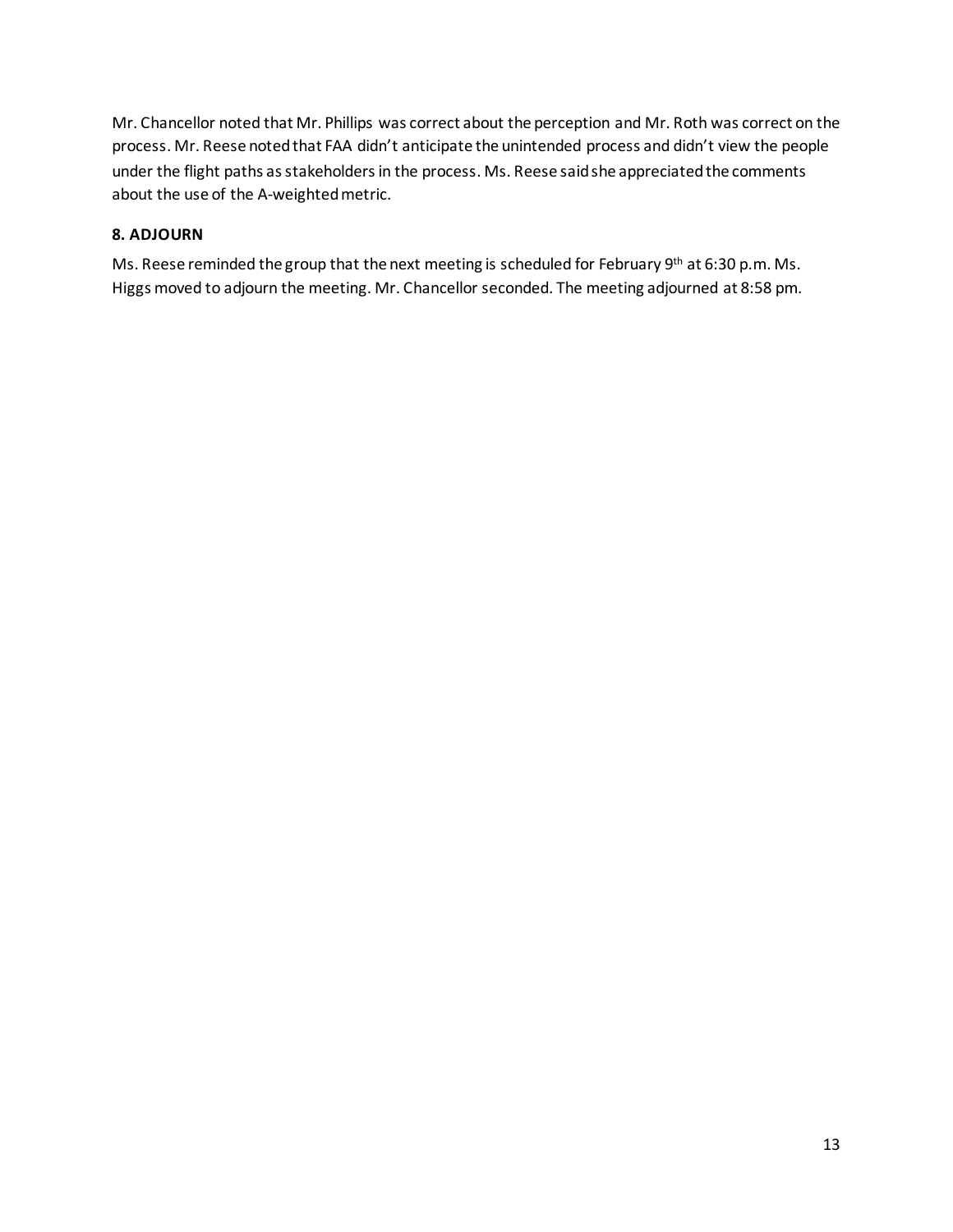Mr. Chancellor noted that Mr. Phillips was correct about the perception and Mr. Roth was correct on the process. Mr. Reese noted that FAA didn't anticipate the unintended process and didn't view the people under the flight paths as stakeholders in the process. Ms. Reese said she appreciated the comments about the use of the A-weighted metric.

### 8. ADJOURN

Ms. Reese reminded the group that the next meeting is scheduled for February 9th at 6:30 p.m. Ms. Higgs moved to adjourn the meeting. Mr. Chancellor seconded. The meeting adjourned at 8:58 pm.